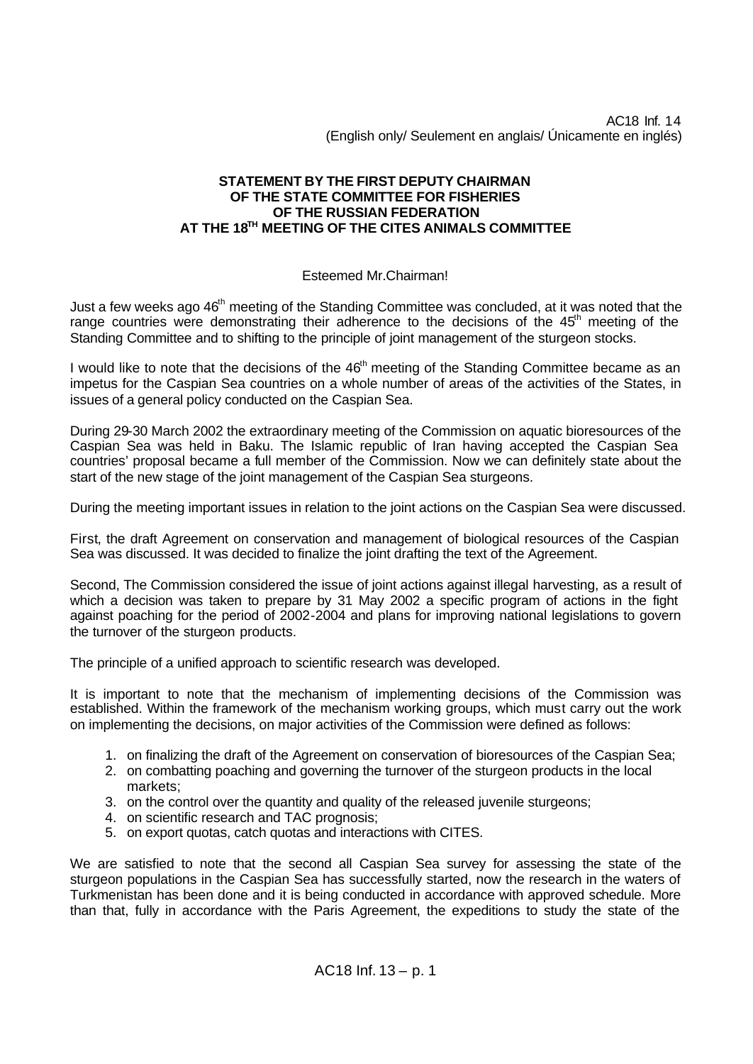AC18 Inf. 14
(English only/ Seulement en anglais/ Únicamente en inglés)

**STATEMENT BY THE FIRST DEPUTY CHAIRMAN OF THE STATE COMMITTEE FOR FISHERIES OF THE RUSSIAN FEDERATION AT THE 18TH MEETING OF THE CITES ANIMALS COMMITTEE**

Esteemed Mr.Chairman!

Just a few weeks ago 46th meeting of the Standing Committee was concluded, at it was noted that the range countries were demonstrating their adherence to the decisions of the 45th meeting of the Standing Committee and to shifting to the principle of joint management of the sturgeon stocks.

I would like to note that the decisions of the 46th meeting of the Standing Committee became as an impetus for the Caspian Sea countries on a whole number of areas of the activities of the States, in issues of a general policy conducted on the Caspian Sea.

During 29-30 March 2002 the extraordinary meeting of the Commission on aquatic bioresources of the Caspian Sea was held in Baku. The Islamic republic of Iran having accepted the Caspian Sea countries' proposal became a full member of the Commission. Now we can definitely state about the start of the new stage of the joint management of the Caspian Sea sturgeons.

During the meeting important issues in relation to the joint actions on the Caspian Sea were discussed.

First, the draft Agreement on conservation and management of biological resources of the Caspian Sea was discussed. It was decided to finalize the joint drafting the text of the Agreement.

Second, The Commission considered the issue of joint actions against illegal harvesting, as a result of which a decision was taken to prepare by 31 May 2002 a specific program of actions in the fight against poaching for the period of 2002-2004 and plans for improving national legislations to govern the turnover of the sturgeon products.

The principle of a unified approach to scientific research was developed.

It is important to note that the mechanism of implementing decisions of the Commission was established. Within the framework of the mechanism working groups, which must carry out the work on implementing the decisions, on major activities of the Commission were defined as follows:

1. on finalizing the draft of the Agreement on conservation of bioresources of the Caspian Sea;
2. on combatting poaching and governing the turnover of the sturgeon products in the local markets;
3. on the control over the quantity and quality of the released juvenile sturgeons;
4. on scientific research and TAC prognosis;
5. on export quotas, catch quotas and interactions with CITES.

We are satisfied to note that the second all Caspian Sea survey for assessing the state of the sturgeon populations in the Caspian Sea has successfully started, now the research in the waters of Turkmenistan has been done and it is being conducted in accordance with approved schedule. More than that, fully in accordance with the Paris Agreement, the expeditions to study the state of the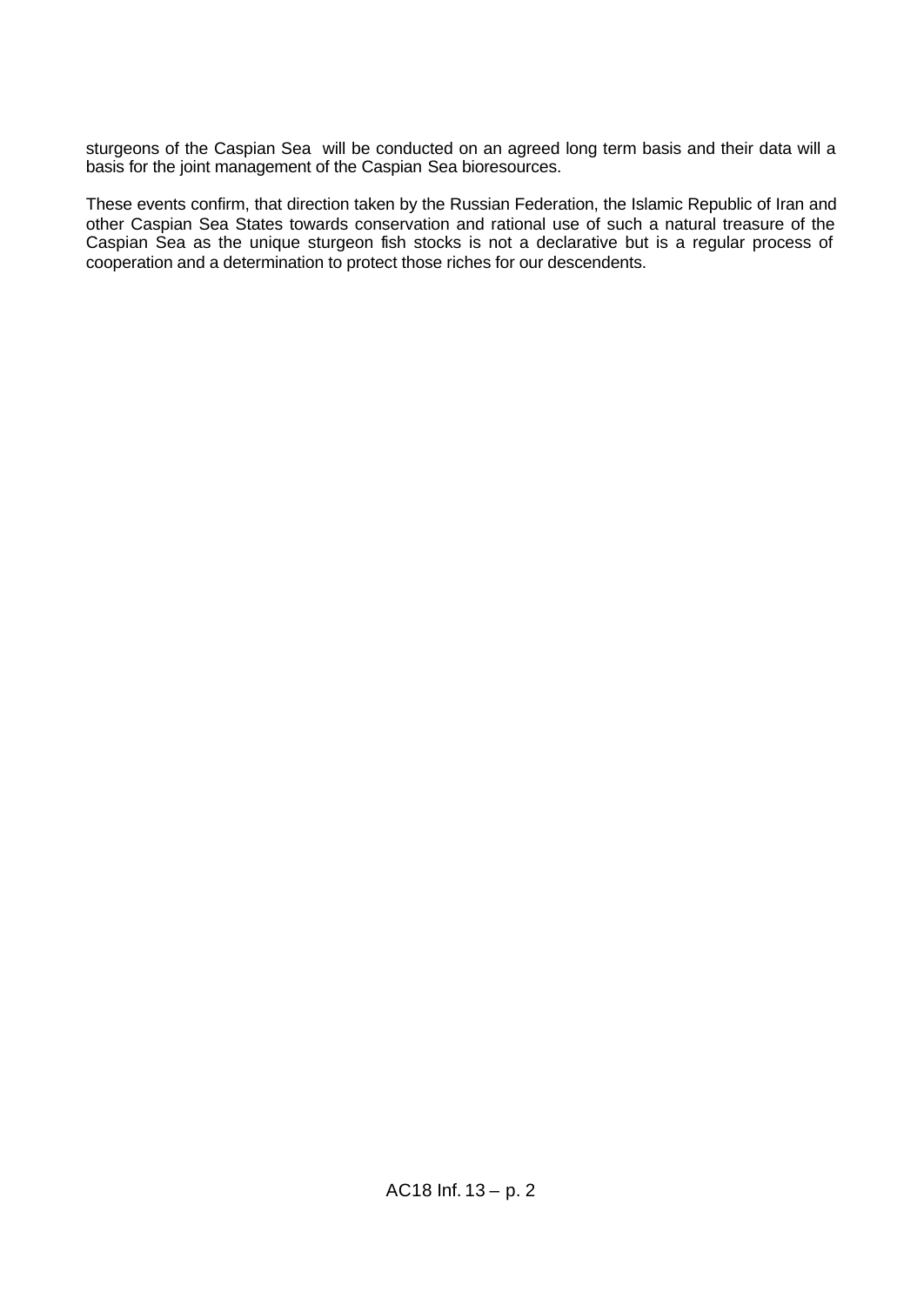sturgeons of the Caspian Sea will be conducted on an agreed long term basis and their data will a basis for the joint management of the Caspian Sea bioresources.

These events confirm, that direction taken by the Russian Federation, the Islamic Republic of Iran and other Caspian Sea States towards conservation and rational use of such a natural treasure of the Caspian Sea as the unique sturgeon fish stocks is not a declarative but is a regular process of cooperation and a determination to protect those riches for our descendents.